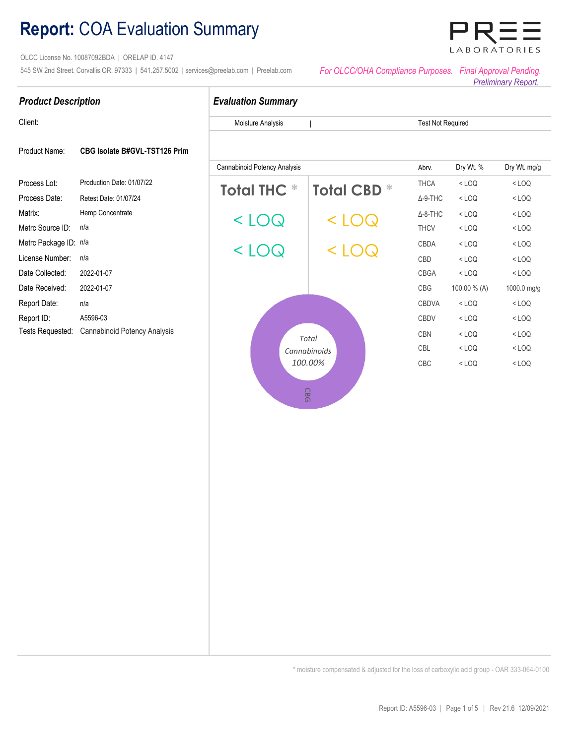# **Report:** COA Evaluation Summary

PREE LABORATORIES

OLCC License No. 10087092BDA | ORELAP ID. 4147

545 SW 2nd Street. Corvallis OR. 97333 | 541.257.5002 | services@preelab.com | Preelab.com

*For OLCC/OHA Compliance Purposes. Final Approval Pending. Preliminary Report.*

## *Product Description*

| | |
|---|---|
| Client: | |
| Product Name: | **CBG Isolate B#GVL-TST126 Prim** |
| Process Lot: | Production Date: 01/07/22 |
| Process Date: | Retest Date: 01/07/24 |
| Matrix: | Hemp Concentrate |
| Metrc Source ID: | n/a |
| Metrc Package ID: | n/a |
| License Number: | n/a |
| Date Collected: | 2022-01-07 |
| Date Received: | 2022-01-07 |
| Report Date: | n/a |
| Report ID: | A5596-03 |
| Tests Requested: | Cannabinoid Potency Analysis |

## *Evaluation Summary*

| Moisture Analysis | Test Not Required |
|---|---|

**Cannabinoid Potency Analysis**

| Total THC * | Total CBD * |
|---|---|
| < LOQ | < LOQ |
| < LOQ | < LOQ |

Total Cannabinoids 100.00%

CBG

| Abrv. | Dry Wt. % | Dry Wt. mg/g |
|---|---|---|
| THCA | < LOQ | < LOQ |
| Δ-9-THC | < LOQ | < LOQ |
| Δ-8-THC | < LOQ | < LOQ |
| THCV | < LOQ | < LOQ |
| CBDA | < LOQ | < LOQ |
| CBD | < LOQ | < LOQ |
| CBGA | < LOQ | < LOQ |
| CBG | 100.00 % (A) | 1000.0 mg/g |
| CBDVA | < LOQ | < LOQ |
| CBDV | < LOQ | < LOQ |
| CBN | < LOQ | < LOQ |
| CBL | < LOQ | < LOQ |
| CBC | < LOQ | < LOQ |

\* moisture compensated & adjusted for the loss of carboxylic acid group - OAR 333-064-0100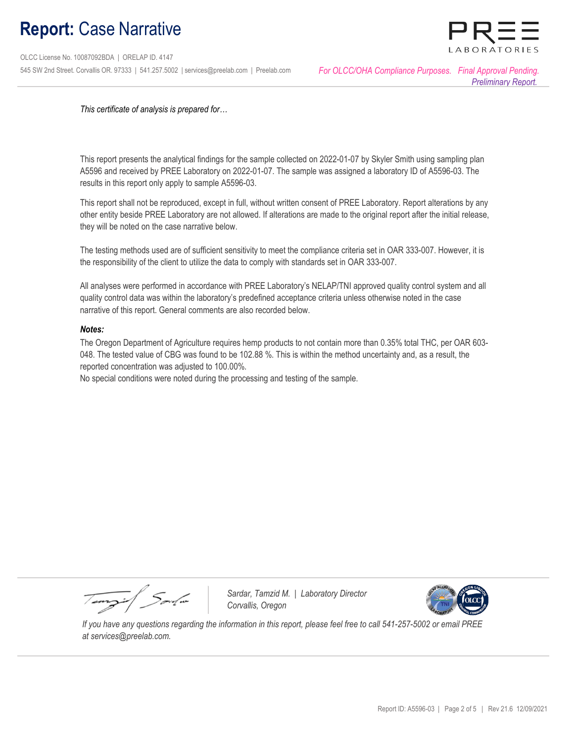# **Report:** Case Narrative

OLCC License No. 10087092BDA | ORELAP ID. 4147

545 SW 2nd Street. Corvallis OR. 97333 | 541.257.5002 | services@preelab.com | Preelab.com

*For OLCC/OHA Compliance Purposes. Final Approval Pending. Preliminary Report.*

*This certificate of analysis is prepared for…*

This report presents the analytical findings for the sample collected on 2022-01-07 by Skyler Smith using sampling plan A5596 and received by PREE Laboratory on 2022-01-07. The sample was assigned a laboratory ID of A5596-03. The results in this report only apply to sample A5596-03.

This report shall not be reproduced, except in full, without written consent of PREE Laboratory. Report alterations by any other entity beside PREE Laboratory are not allowed. If alterations are made to the original report after the initial release, they will be noted on the case narrative below.

The testing methods used are of sufficient sensitivity to meet the compliance criteria set in OAR 333-007. However, it is the responsibility of the client to utilize the data to comply with standards set in OAR 333-007.

All analyses were performed in accordance with PREE Laboratory's NELAP/TNI approved quality control system and all quality control data was within the laboratory's predefined acceptance criteria unless otherwise noted in the case narrative of this report. General comments are also recorded below.

***Notes:***

The Oregon Department of Agriculture requires hemp products to not contain more than 0.35% total THC, per OAR 603-048. The tested value of CBG was found to be 102.88 %. This is within the method uncertainty and, as a result, the reported concentration was adjusted to 100.00%.

No special conditions were noted during the processing and testing of the sample.

*Sardar, Tamzid M. | Laboratory Director*
*Corvallis, Oregon*

*If you have any questions regarding the information in this report, please feel free to call 541-257-5002 or email PREE at services@preelab.com.*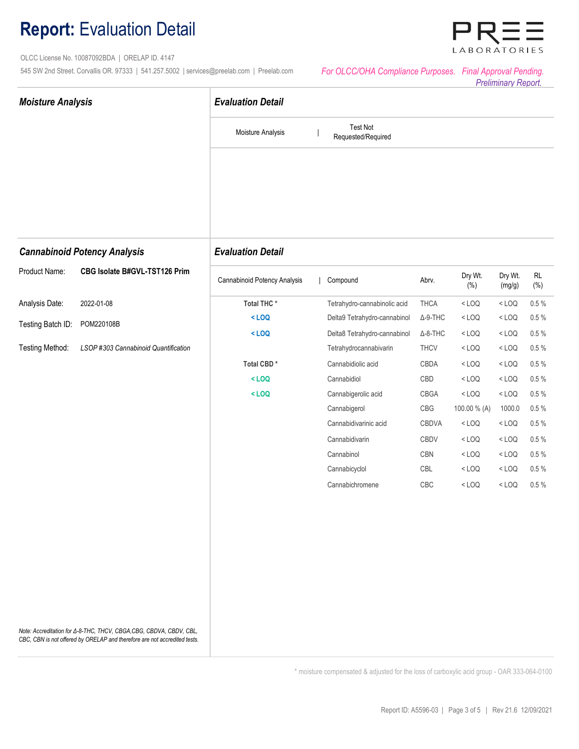# **Report:** Evaluation Detail

OLCC License No. 10087092BDA | ORELAP ID. 4147

545 SW 2nd Street. Corvallis OR. 97333 | 541.257.5002 | services@preelab.com | Preelab.com

*For OLCC/OHA Compliance Purposes. Final Approval Pending. Preliminary Report.*

## *Moisture Analysis*

### *Evaluation Detail*

| Moisture Analysis | Test Not Requested/Required |
|---|---|

## *Cannabinoid Potency Analysis*

**Product Name:** **CBG Isolate B#GVL-TST126 Prim**

**Analysis Date:** 2022-01-08

**Testing Batch ID:** POM220108B

**Testing Method:** *LSOP #303 Cannabinoid Quantification*

### *Evaluation Detail*

| Cannabinoid Potency Analysis | Compound | Abrv. | Dry Wt. (%) | Dry Wt. (mg/g) | RL (%) |
|---|---|---|---|---|---|
| **Total THC *** | Tetrahydro-cannabinolic acid | THCA | < LOQ | < LOQ | 0.5 % |
| **< LOQ** | Delta9 Tetrahydro-cannabinol | Δ-9-THC | < LOQ | < LOQ | 0.5 % |
| **< LOQ** | Delta8 Tetrahydro-cannabinol | Δ-8-THC | < LOQ | < LOQ | 0.5 % |
| | Tetrahydrocannabivarin | THCV | < LOQ | < LOQ | 0.5 % |
| **Total CBD *** | Cannabidiolic acid | CBDA | < LOQ | < LOQ | 0.5 % |
| **< LOQ** | Cannabidiol | CBD | < LOQ | < LOQ | 0.5 % |
| **< LOQ** | Cannabigerolic acid | CBGA | < LOQ | < LOQ | 0.5 % |
| | Cannabigerol | CBG | 100.00 % (A) | 1000.0 | 0.5 % |
| | Cannabidivarinic acid | CBDVA | < LOQ | < LOQ | 0.5 % |
| | Cannabidivarin | CBDV | < LOQ | < LOQ | 0.5 % |
| | Cannabinol | CBN | < LOQ | < LOQ | 0.5 % |
| | Cannabicyclol | CBL | < LOQ | < LOQ | 0.5 % |
| | Cannabichromene | CBC | < LOQ | < LOQ | 0.5 % |

*Note: Accreditation for Δ-8-THC, THCV, CBGA,CBG, CBDVA, CBDV, CBL, CBC, CBN is not offered by ORELAP and therefore are not accredited tests.*

\* moisture compensated & adjusted for the loss of carboxylic acid group - OAR 333-064-0100

Report ID: A5596-03 | Rev 21.6 12/09/2021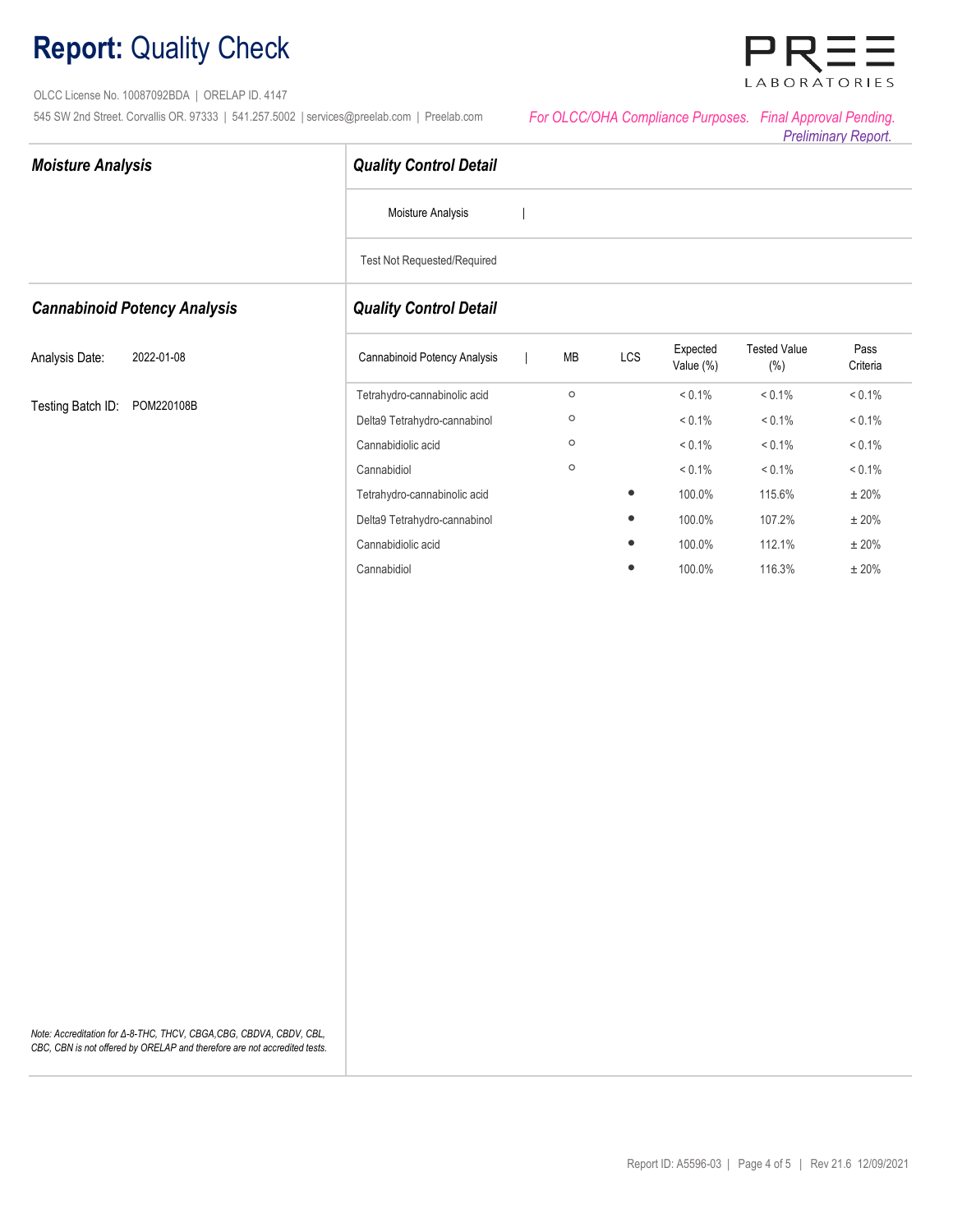# **Report:** Quality Check

OLCC License No. 10087092BDA | ORELAP ID. 4147
545 SW 2nd Street. Corvallis OR. 97333 | 541.257.5002 | services@preelab.com | Preelab.com

*For OLCC/OHA Compliance Purposes. Final Approval Pending. Preliminary Report.*

## *Moisture Analysis*

### *Quality Control Detail*

| Moisture Analysis |
|---|
| Test Not Requested/Required |

## *Cannabinoid Potency Analysis*

Analysis Date: 2022-01-08

Testing Batch ID: POM220108B

### *Quality Control Detail*

| Cannabinoid Potency Analysis | MB | LCS | Expected Value (%) | Tested Value (%) | Pass Criteria |
|---|---|---|---|---|---|
| Tetrahydro-cannabinolic acid | ○ | | < 0.1% | < 0.1% | < 0.1% |
| Delta9 Tetrahydro-cannabinol | ○ | | < 0.1% | < 0.1% | < 0.1% |
| Cannabidiolic acid | ○ | | < 0.1% | < 0.1% | < 0.1% |
| Cannabidiol | ○ | | < 0.1% | < 0.1% | < 0.1% |
| Tetrahydro-cannabinolic acid | | ● | 100.0% | 115.6% | ± 20% |
| Delta9 Tetrahydro-cannabinol | | ● | 100.0% | 107.2% | ± 20% |
| Cannabidiolic acid | | ● | 100.0% | 112.1% | ± 20% |
| Cannabidiol | | ● | 100.0% | 116.3% | ± 20% |

*Note: Accreditation for Δ-8-THC, THCV, CBGA,CBG, CBDVA, CBDV, CBL, CBC, CBN is not offered by ORELAP and therefore are not accredited tests.*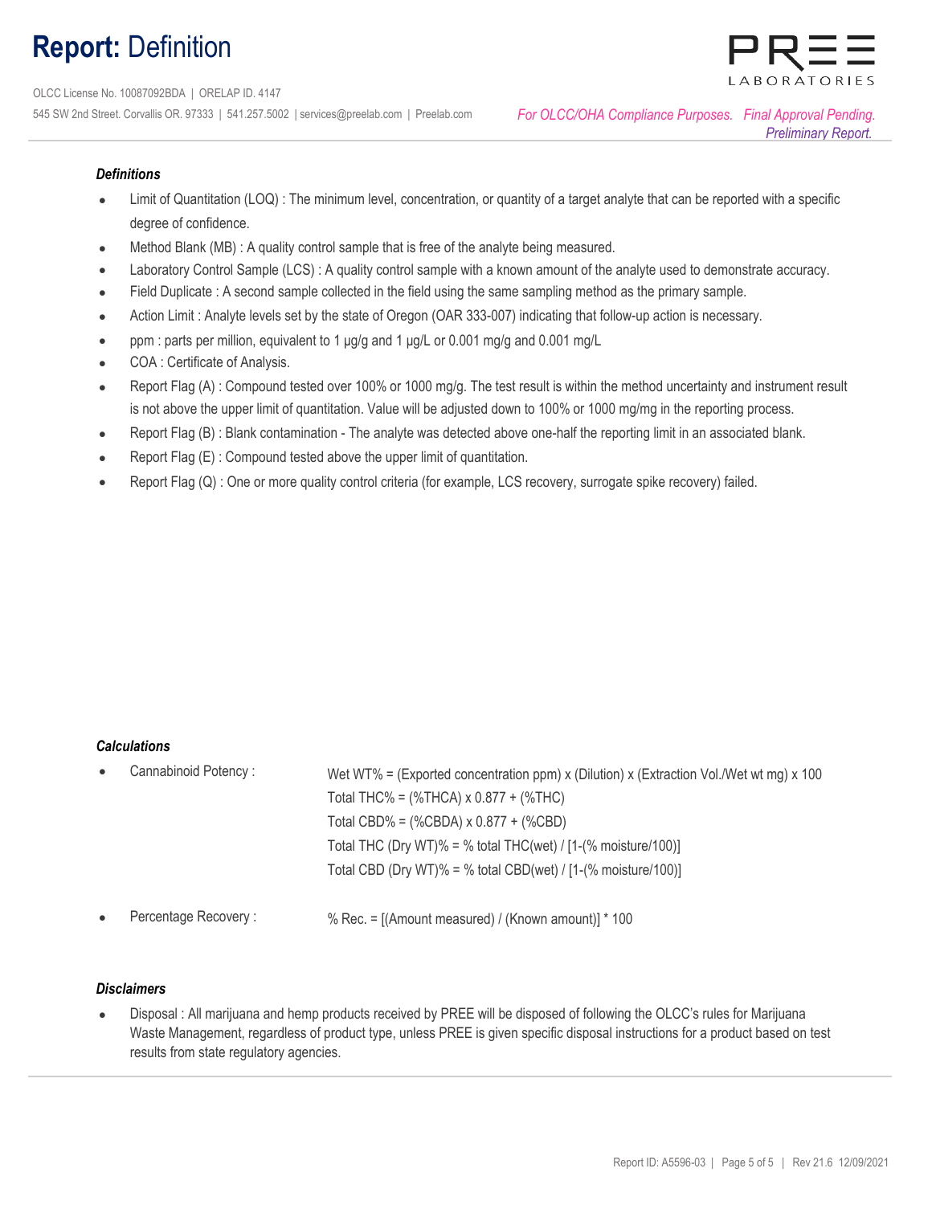# Report: Definition

OLCC License No. 10087092BDA | ORELAP ID. 4147

545 SW 2nd Street. Corvallis OR. 97333 | 541.257.5002 | services@preelab.com | Preelab.com

*For OLCC/OHA Compliance Purposes. Final Approval Pending. Preliminary Report.*

***Definitions***

- Limit of Quantitation (LOQ) : The minimum level, concentration, or quantity of a target analyte that can be reported with a specific degree of confidence.
- Method Blank (MB) : A quality control sample that is free of the analyte being measured.
- Laboratory Control Sample (LCS) : A quality control sample with a known amount of the analyte used to demonstrate accuracy.
- Field Duplicate : A second sample collected in the field using the same sampling method as the primary sample.
- Action Limit : Analyte levels set by the state of Oregon (OAR 333-007) indicating that follow-up action is necessary.
- ppm : parts per million, equivalent to 1 µg/g and 1 µg/L or 0.001 mg/g and 0.001 mg/L
- COA : Certificate of Analysis.
- Report Flag (A) : Compound tested over 100% or 1000 mg/g. The test result is within the method uncertainty and instrument result is not above the upper limit of quantitation. Value will be adjusted down to 100% or 1000 mg/mg in the reporting process.
- Report Flag (B) : Blank contamination - The analyte was detected above one-half the reporting limit in an associated blank.
- Report Flag (E) : Compound tested above the upper limit of quantitation.
- Report Flag (Q) : One or more quality control criteria (for example, LCS recovery, surrogate spike recovery) failed.

***Calculations***

- Cannabinoid Potency :
  - Wet WT% = (Exported concentration ppm) x (Dilution) x (Extraction Vol./Wet wt mg) x 100
  - Total THC% = (%THCA) x 0.877 + (%THC)
  - Total CBD% = (%CBDA) x 0.877 + (%CBD)
  - Total THC (Dry WT)% = % total THC(wet) / [1-(% moisture/100)]
  - Total CBD (Dry WT)% = % total CBD(wet) / [1-(% moisture/100)]
- Percentage Recovery :
  - % Rec. = [(Amount measured) / (Known amount)] * 100

***Disclaimers***

- Disposal : All marijuana and hemp products received by PREE will be disposed of following the OLCC's rules for Marijuana Waste Management, regardless of product type, unless PREE is given specific disposal instructions for a product based on test results from state regulatory agencies.